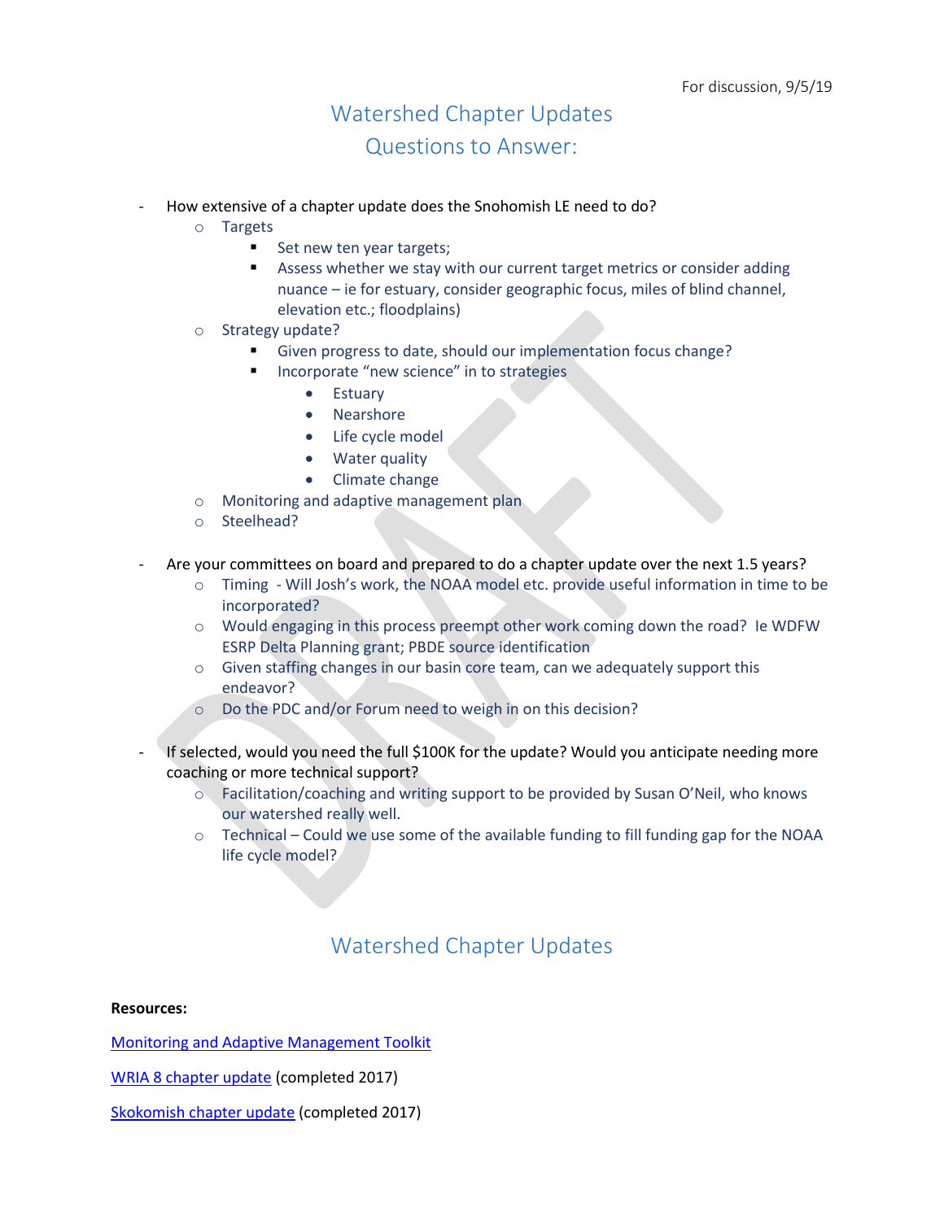For discussion, 9/5/19

# Watershed Chapter Updates
# Questions to Answer:

- How extensive of a chapter update does the Snohomish LE need to do?
  - Targets
    - Set new ten year targets;
    - Assess whether we stay with our current target metrics or consider adding nuance – ie for estuary, consider geographic focus, miles of blind channel, elevation etc.; floodplains)
  - Strategy update?
    - Given progress to date, should our implementation focus change?
    - Incorporate "new science" in to strategies
      - Estuary
      - Nearshore
      - Life cycle model
      - Water quality
      - Climate change
  - Monitoring and adaptive management plan
  - Steelhead?

- Are your committees on board and prepared to do a chapter update over the next 1.5 years?
  - Timing - Will Josh's work, the NOAA model etc. provide useful information in time to be incorporated?
  - Would engaging in this process preempt other work coming down the road? Ie WDFW ESRP Delta Planning grant; PBDE source identification
  - Given staffing changes in our basin core team, can we adequately support this endeavor?
  - Do the PDC and/or Forum need to weigh in on this decision?

- If selected, would you need the full $100K for the update? Would you anticipate needing more coaching or more technical support?
  - Facilitation/coaching and writing support to be provided by Susan O'Neil, who knows our watershed really well.
  - Technical – Could we use some of the available funding to fill funding gap for the NOAA life cycle model?

# Watershed Chapter Updates

**Resources:**

Monitoring and Adaptive Management Toolkit

WRIA 8 chapter update (completed 2017)

Skokomish chapter update (completed 2017)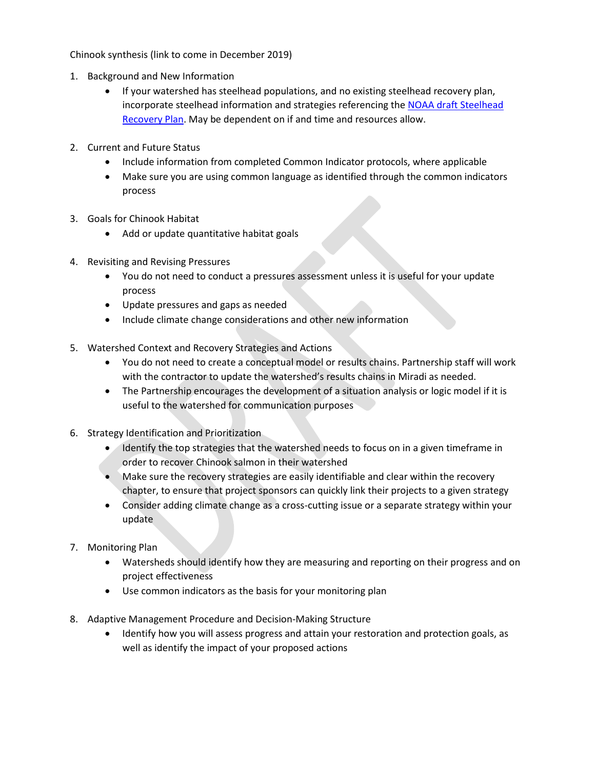Chinook synthesis (link to come in December 2019)

1. Background and New Information
   - If your watershed has steelhead populations, and no existing steelhead recovery plan, incorporate steelhead information and strategies referencing the NOAA draft Steelhead Recovery Plan. May be dependent on if and time and resources allow.

2. Current and Future Status
   - Include information from completed Common Indicator protocols, where applicable
   - Make sure you are using common language as identified through the common indicators process

3. Goals for Chinook Habitat
   - Add or update quantitative habitat goals

4. Revisiting and Revising Pressures
   - You do not need to conduct a pressures assessment unless it is useful for your update process
   - Update pressures and gaps as needed
   - Include climate change considerations and other new information

5. Watershed Context and Recovery Strategies and Actions
   - You do not need to create a conceptual model or results chains. Partnership staff will work with the contractor to update the watershed's results chains in Miradi as needed.
   - The Partnership encourages the development of a situation analysis or logic model if it is useful to the watershed for communication purposes

6. Strategy Identification and Prioritization
   - Identify the top strategies that the watershed needs to focus on in a given timeframe in order to recover Chinook salmon in their watershed
   - Make sure the recovery strategies are easily identifiable and clear within the recovery chapter, to ensure that project sponsors can quickly link their projects to a given strategy
   - Consider adding climate change as a cross-cutting issue or a separate strategy within your update

7. Monitoring Plan
   - Watersheds should identify how they are measuring and reporting on their progress and on project effectiveness
   - Use common indicators as the basis for your monitoring plan

8. Adaptive Management Procedure and Decision-Making Structure
   - Identify how you will assess progress and attain your restoration and protection goals, as well as identify the impact of your proposed actions